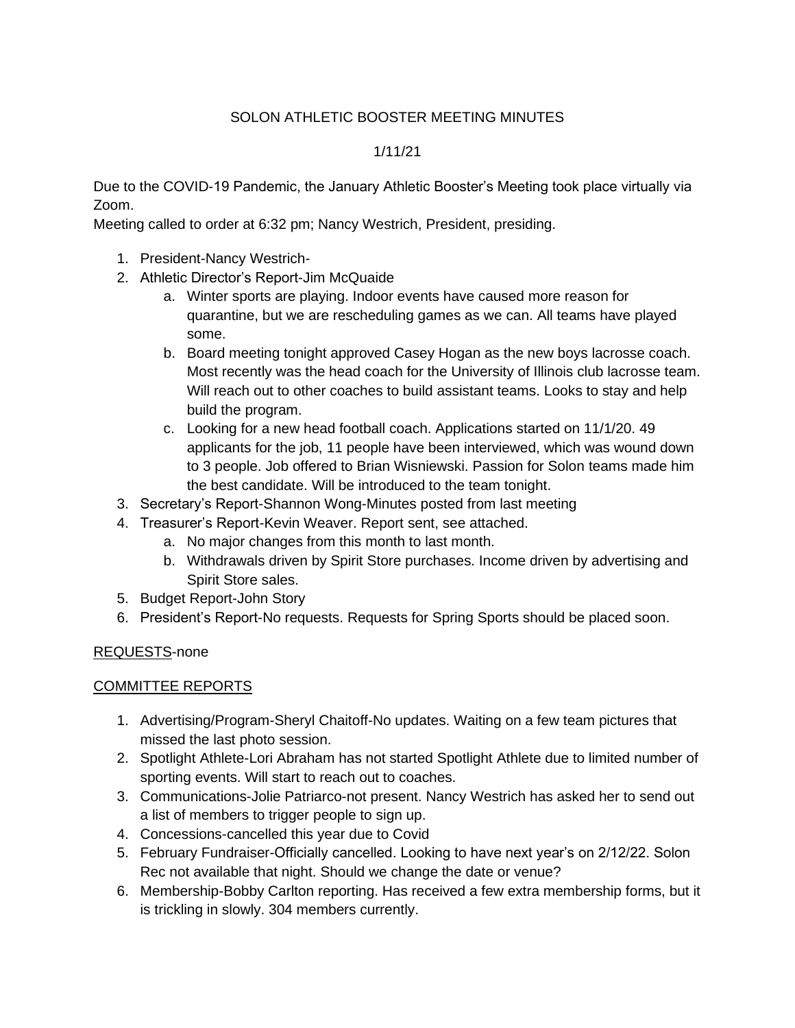SOLON ATHLETIC BOOSTER MEETING MINUTES

1/11/21

Due to the COVID-19 Pandemic, the January Athletic Booster's Meeting took place virtually via Zoom.
Meeting called to order at 6:32 pm; Nancy Westrich, President, presiding.

1. President-Nancy Westrich-
2. Athletic Director's Report-Jim McQuaide
   a. Winter sports are playing. Indoor events have caused more reason for quarantine, but we are rescheduling games as we can. All teams have played some.
   b. Board meeting tonight approved Casey Hogan as the new boys lacrosse coach. Most recently was the head coach for the University of Illinois club lacrosse team. Will reach out to other coaches to build assistant teams. Looks to stay and help build the program.
   c. Looking for a new head football coach. Applications started on 11/1/20. 49 applicants for the job, 11 people have been interviewed, which was wound down to 3 people. Job offered to Brian Wisniewski. Passion for Solon teams made him the best candidate. Will be introduced to the team tonight.
3. Secretary's Report-Shannon Wong-Minutes posted from last meeting
4. Treasurer's Report-Kevin Weaver. Report sent, see attached.
   a. No major changes from this month to last month.
   b. Withdrawals driven by Spirit Store purchases. Income driven by advertising and Spirit Store sales.
5. Budget Report-John Story
6. President's Report-No requests. Requests for Spring Sports should be placed soon.

<u>REQUESTS</u>-none

<u>COMMITTEE REPORTS</u>

1. Advertising/Program-Sheryl Chaitoff-No updates. Waiting on a few team pictures that missed the last photo session.
2. Spotlight Athlete-Lori Abraham has not started Spotlight Athlete due to limited number of sporting events. Will start to reach out to coaches.
3. Communications-Jolie Patriarco-not present. Nancy Westrich has asked her to send out a list of members to trigger people to sign up.
4. Concessions-cancelled this year due to Covid
5. February Fundraiser-Officially cancelled. Looking to have next year's on 2/12/22. Solon Rec not available that night. Should we change the date or venue?
6. Membership-Bobby Carlton reporting. Has received a few extra membership forms, but it is trickling in slowly. 304 members currently.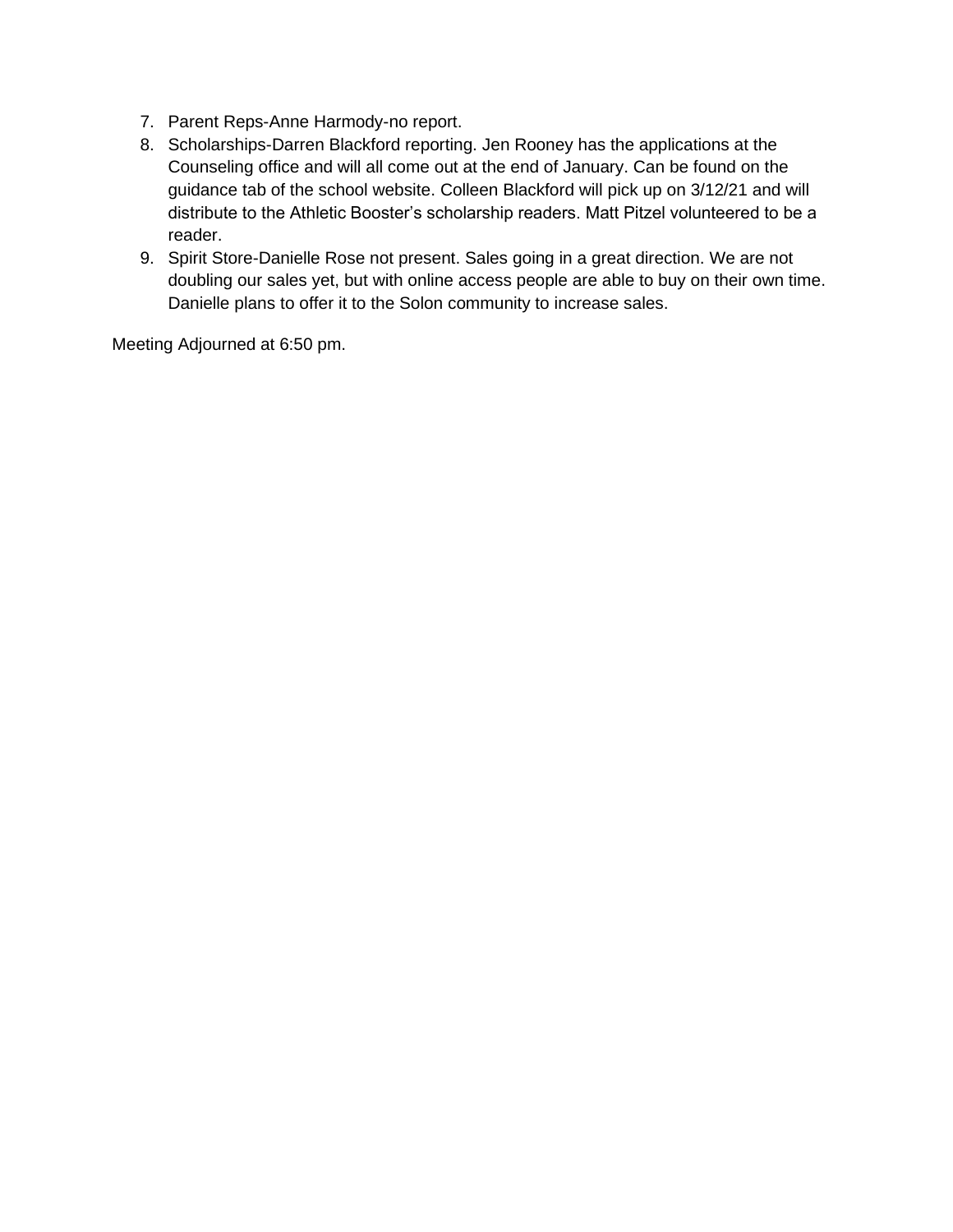7. Parent Reps-Anne Harmody-no report.
8. Scholarships-Darren Blackford reporting. Jen Rooney has the applications at the Counseling office and will all come out at the end of January. Can be found on the guidance tab of the school website. Colleen Blackford will pick up on 3/12/21 and will distribute to the Athletic Booster's scholarship readers. Matt Pitzel volunteered to be a reader.
9. Spirit Store-Danielle Rose not present. Sales going in a great direction. We are not doubling our sales yet, but with online access people are able to buy on their own time. Danielle plans to offer it to the Solon community to increase sales.

Meeting Adjourned at 6:50 pm.